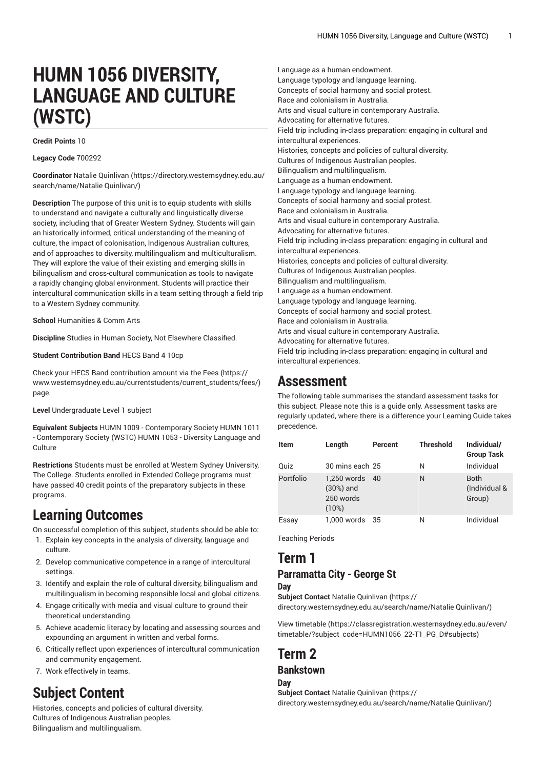# HUMN 1056 DIVERSITY, LANGUAGE AND CULTURE (WSTC)

**Credit Points** 10

**Legacy Code** 700292

**Coordinator** Natalie Quinlivan (https://directory.westernsydney.edu.au/search/name/Natalie Quinlivan/)

**Description** The purpose of this unit is to equip students with skills to understand and navigate a culturally and linguistically diverse society, including that of Greater Western Sydney. Students will gain an historically informed, critical understanding of the meaning of culture, the impact of colonisation, Indigenous Australian cultures, and of approaches to diversity, multilingualism and multiculturalism. They will explore the value of their existing and emerging skills in bilingualism and cross-cultural communication as tools to navigate a rapidly changing global environment. Students will practice their intercultural communication skills in a team setting through a field trip to a Western Sydney community.

**School** Humanities & Comm Arts

**Discipline** Studies in Human Society, Not Elsewhere Classified.

**Student Contribution Band** HECS Band 4 10cp

Check your HECS Band contribution amount via the Fees (https://www.westernsydney.edu.au/currentstudents/current_students/fees/) page.

**Level** Undergraduate Level 1 subject

**Equivalent Subjects** HUMN 1009 - Contemporary Society HUMN 1011 - Contemporary Society (WSTC) HUMN 1053 - Diversity Language and Culture

**Restrictions** Students must be enrolled at Western Sydney University, The College. Students enrolled in Extended College programs must have passed 40 credit points of the preparatory subjects in these programs.

## Learning Outcomes

On successful completion of this subject, students should be able to:

1. Explain key concepts in the analysis of diversity, language and culture.
2. Develop communicative competence in a range of intercultural settings.
3. Identify and explain the role of cultural diversity, bilingualism and multilingualism in becoming responsible local and global citizens.
4. Engage critically with media and visual culture to ground their theoretical understanding.
5. Achieve academic literacy by locating and assessing sources and expounding an argument in written and verbal forms.
6. Critically reflect upon experiences of intercultural communication and community engagement.
7. Work effectively in teams.

## Subject Content

Histories, concepts and policies of cultural diversity.
Cultures of Indigenous Australian peoples.
Bilingualism and multilingualism.
Language as a human endowment.
Language typology and language learning.
Concepts of social harmony and social protest.
Race and colonialism in Australia.
Arts and visual culture in contemporary Australia.
Advocating for alternative futures.
Field trip including in-class preparation: engaging in cultural and intercultural experiences.
Histories, concepts and policies of cultural diversity.
Cultures of Indigenous Australian peoples.
Bilingualism and multilingualism.
Language as a human endowment.
Language typology and language learning.
Concepts of social harmony and social protest.
Race and colonialism in Australia.
Arts and visual culture in contemporary Australia.
Advocating for alternative futures.
Field trip including in-class preparation: engaging in cultural and intercultural experiences.
Histories, concepts and policies of cultural diversity.
Cultures of Indigenous Australian peoples.
Bilingualism and multilingualism.
Language as a human endowment.
Language typology and language learning.
Concepts of social harmony and social protest.
Race and colonialism in Australia.
Arts and visual culture in contemporary Australia.
Advocating for alternative futures.
Field trip including in-class preparation: engaging in cultural and intercultural experiences.

## Assessment

The following table summarises the standard assessment tasks for this subject. Please note this is a guide only. Assessment tasks are regularly updated, where there is a difference your Learning Guide takes precedence.

| Item | Length | Percent | Threshold | Individual/ Group Task |
|---|---|---|---|---|
| Quiz | 30 mins each | 25 | N | Individual |
| Portfolio | 1,250 words (30%) and 250 words (10%) | 40 | N | Both (Individual & Group) |
| Essay | 1,000 words | 35 | N | Individual |

Teaching Periods

## Term 1

### Parramatta City - George St

#### Day

**Subject Contact** Natalie Quinlivan (https://directory.westernsydney.edu.au/search/name/Natalie Quinlivan/)

View timetable (https://classregistration.westernsydney.edu.au/even/timetable/?subject_code=HUMN1056_22-T1_PG_D#subjects)

## Term 2

### Bankstown

#### Day

**Subject Contact** Natalie Quinlivan (https://directory.westernsydney.edu.au/search/name/Natalie Quinlivan/)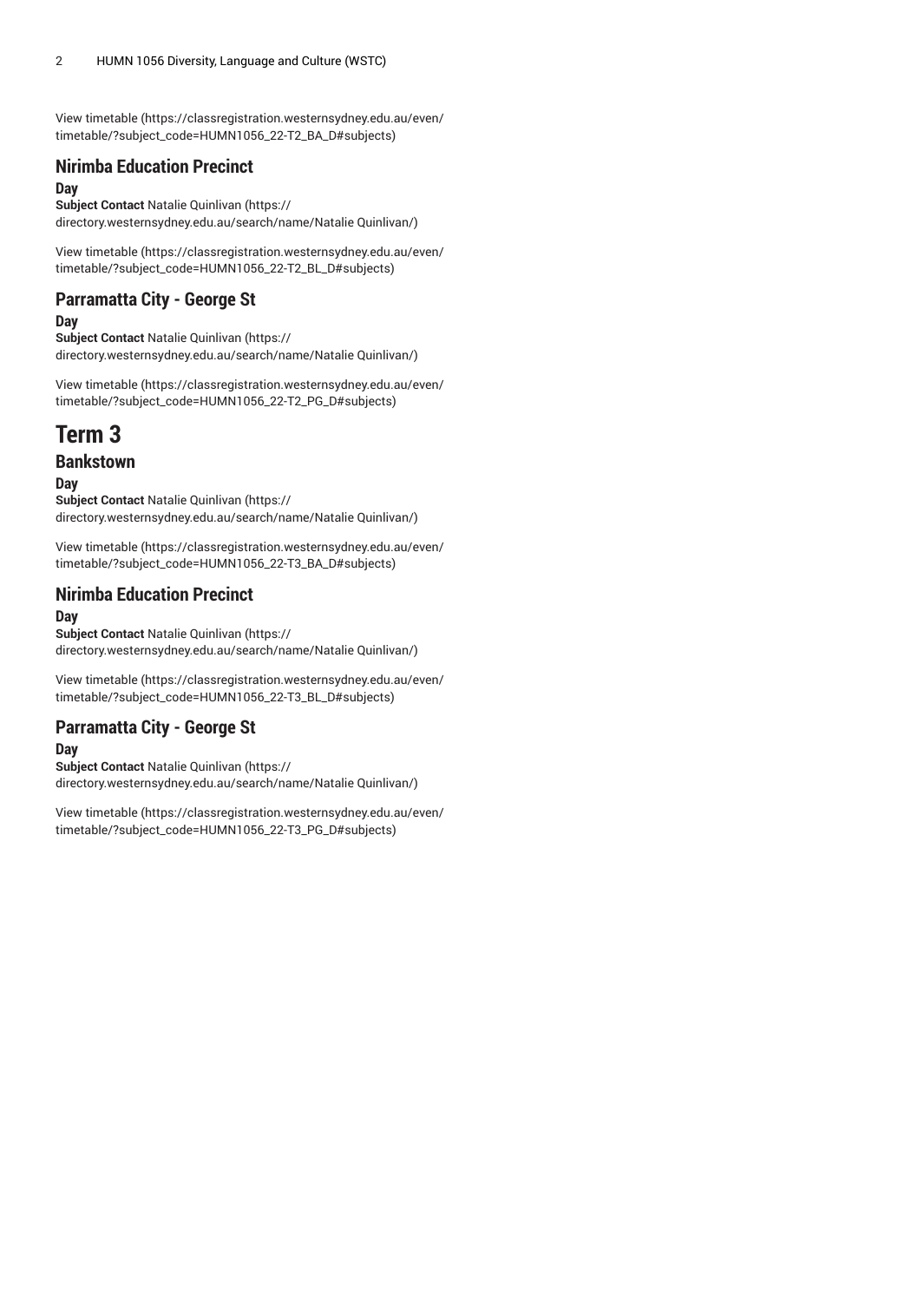View timetable (https://classregistration.westernsydney.edu.au/even/timetable/?subject_code=HUMN1056_22-T2_BA_D#subjects)

### Nirimba Education Precinct

#### Day

**Subject Contact** Natalie Quinlivan (https://directory.westernsydney.edu.au/search/name/Natalie Quinlivan/)

View timetable (https://classregistration.westernsydney.edu.au/even/timetable/?subject_code=HUMN1056_22-T2_BL_D#subjects)

### Parramatta City - George St

#### Day

**Subject Contact** Natalie Quinlivan (https://directory.westernsydney.edu.au/search/name/Natalie Quinlivan/)

View timetable (https://classregistration.westernsydney.edu.au/even/timetable/?subject_code=HUMN1056_22-T2_PG_D#subjects)

## Term 3

### Bankstown

#### Day

**Subject Contact** Natalie Quinlivan (https://directory.westernsydney.edu.au/search/name/Natalie Quinlivan/)

View timetable (https://classregistration.westernsydney.edu.au/even/timetable/?subject_code=HUMN1056_22-T3_BA_D#subjects)

### Nirimba Education Precinct

#### Day

**Subject Contact** Natalie Quinlivan (https://directory.westernsydney.edu.au/search/name/Natalie Quinlivan/)

View timetable (https://classregistration.westernsydney.edu.au/even/timetable/?subject_code=HUMN1056_22-T3_BL_D#subjects)

### Parramatta City - George St

#### Day

**Subject Contact** Natalie Quinlivan (https://directory.westernsydney.edu.au/search/name/Natalie Quinlivan/)

View timetable (https://classregistration.westernsydney.edu.au/even/timetable/?subject_code=HUMN1056_22-T3_PG_D#subjects)